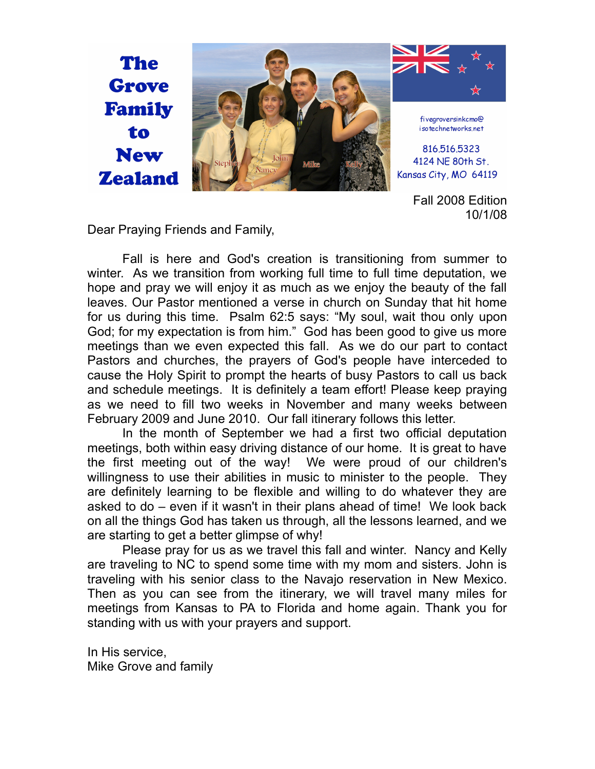# The Grove Family to New Zealand

fivegroversinkcmo@isotechnetworks.net

816.516.5323
4124 NE 80th St.
Kansas City, MO 64119

Fall 2008 Edition
10/1/08

Dear Praying Friends and Family,

Fall is here and God's creation is transitioning from summer to winter. As we transition from working full time to full time deputation, we hope and pray we will enjoy it as much as we enjoy the beauty of the fall leaves. Our Pastor mentioned a verse in church on Sunday that hit home for us during this time. Psalm 62:5 says: "My soul, wait thou only upon God; for my expectation is from him." God has been good to give us more meetings than we even expected this fall. As we do our part to contact Pastors and churches, the prayers of God's people have interceded to cause the Holy Spirit to prompt the hearts of busy Pastors to call us back and schedule meetings. It is definitely a team effort! Please keep praying as we need to fill two weeks in November and many weeks between February 2009 and June 2010. Our fall itinerary follows this letter.

In the month of September we had a first two official deputation meetings, both within easy driving distance of our home. It is great to have the first meeting out of the way! We were proud of our children's willingness to use their abilities in music to minister to the people. They are definitely learning to be flexible and willing to do whatever they are asked to do – even if it wasn't in their plans ahead of time! We look back on all the things God has taken us through, all the lessons learned, and we are starting to get a better glimpse of why!

Please pray for us as we travel this fall and winter. Nancy and Kelly are traveling to NC to spend some time with my mom and sisters. John is traveling with his senior class to the Navajo reservation in New Mexico. Then as you can see from the itinerary, we will travel many miles for meetings from Kansas to PA to Florida and home again. Thank you for standing with us with your prayers and support.

In His service,
Mike Grove and family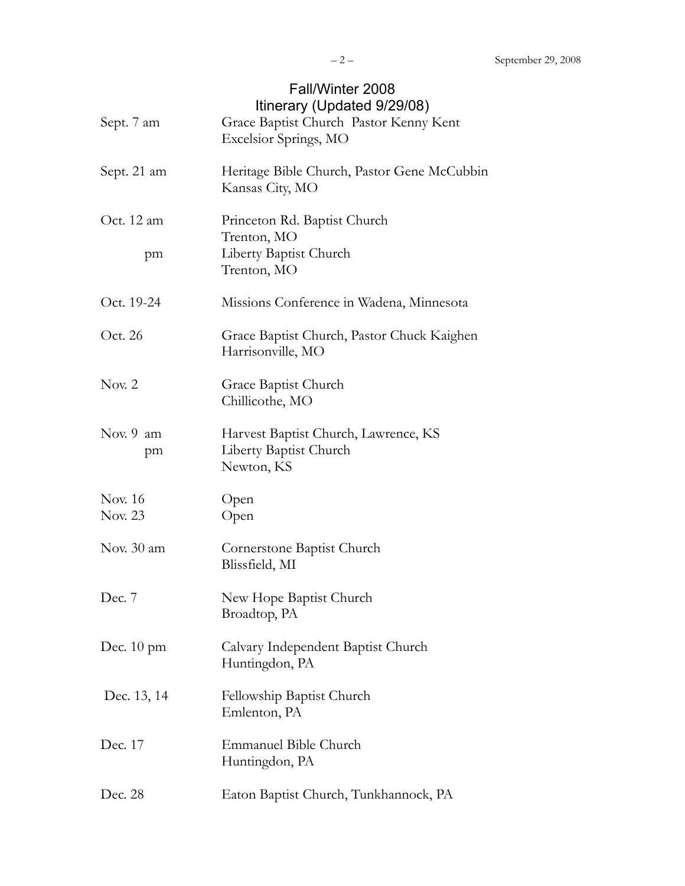## Fall/Winter 2008
## Itinerary (Updated 9/29/08)

| | |
|---|---|
| Sept. 7 am | Grace Baptist Church Pastor Kenny Kent<br>Excelsior Springs, MO |
| Sept. 21 am | Heritage Bible Church, Pastor Gene McCubbin<br>Kansas City, MO |
| Oct. 12 am | Princeton Rd. Baptist Church<br>Trenton, MO |
| pm | Liberty Baptist Church<br>Trenton, MO |
| Oct. 19-24 | Missions Conference in Wadena, Minnesota |
| Oct. 26 | Grace Baptist Church, Pastor Chuck Kaighen<br>Harrisonville, MO |
| Nov. 2 | Grace Baptist Church<br>Chillicothe, MO |
| Nov. 9 am | Harvest Baptist Church, Lawrence, KS |
| pm | Liberty Baptist Church<br>Newton, KS |
| Nov. 16 | Open |
| Nov. 23 | Open |
| Nov. 30 am | Cornerstone Baptist Church<br>Blissfield, MI |
| Dec. 7 | New Hope Baptist Church<br>Broadtop, PA |
| Dec. 10 pm | Calvary Independent Baptist Church<br>Huntingdon, PA |
| Dec. 13, 14 | Fellowship Baptist Church<br>Emlenton, PA |
| Dec. 17 | Emmanuel Bible Church<br>Huntingdon, PA |
| Dec. 28 | Eaton Baptist Church, Tunkhannock, PA |